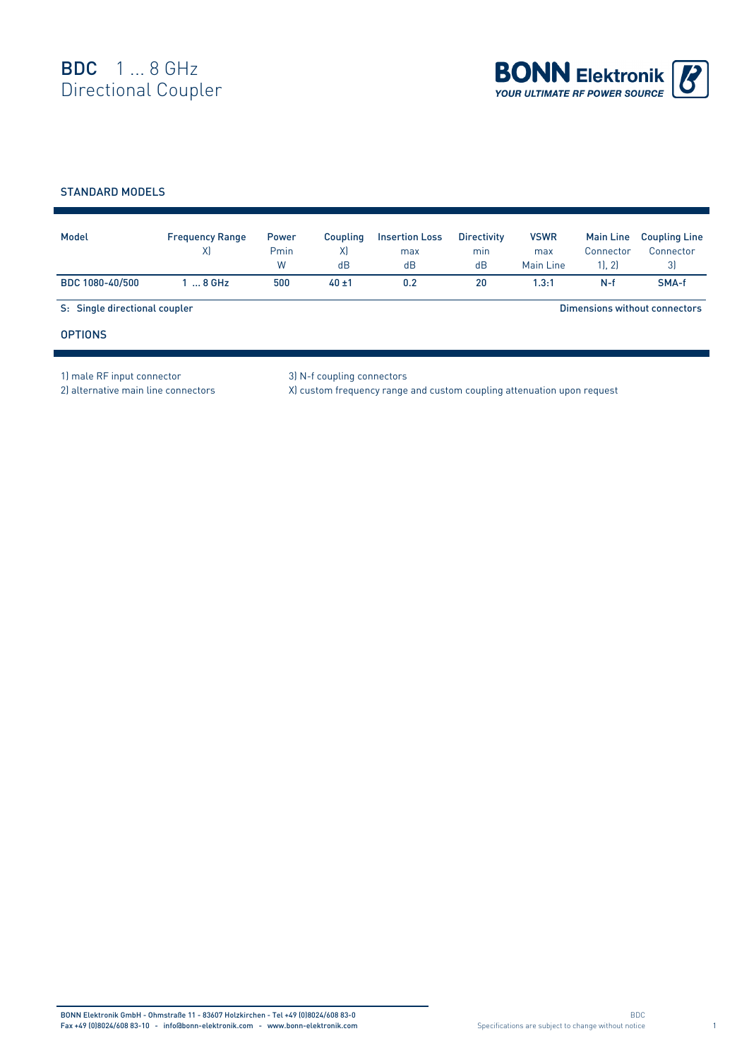# BDC 1 ... 8 GHz
## Directional Coupler

BONN Elektronik
YOUR ULTIMATE RF POWER SOURCE

### STANDARD MODELS

| Model | Frequency Range X) | Power Pmin W | Coupling X) dB | Insertion Loss max dB | Directivity min dB | VSWR max Main Line | Main Line Connector 1), 2) | Coupling Line Connector 3) |
|---|---|---|---|---|---|---|---|---|
| BDC 1080-40/500 | 1 ... 8 GHz | 500 | 40 ±1 | 0.2 | 20 | 1.3:1 | N-f | SMA-f |

S: Single directional coupler

Dimensions without connectors

### OPTIONS

1) male RF input connector
2) alternative main line connectors
3) N-f coupling connectors
X) custom frequency range and custom coupling attenuation upon request

BONN Elektronik GmbH - Ohmstraße 11 - 83607 Holzkirchen - Tel +49 (0)8024/608 83-0
Fax +49 (0)8024/608 83-10 - info@bonn-elektronik.com - www.bonn-elektronik.com

Specifications are subject to change without notice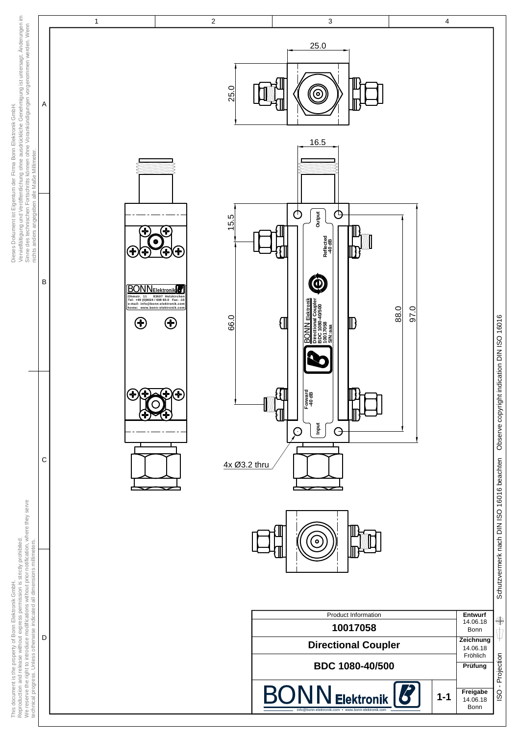Dieses Dokument ist Eigentum der Firma Bonn Elektronik GmbH.
Vervielfältigung und Veröffentlichung ohne ausdrückliche Genehmigung ist untersagt. Änderungen im Sinne des technischen Fortschritts können ohne Vorankündigungen vorgenommen werden. Wenn nichts anders angegeben alle Maße Millimeter.

This document is the property of Bonn Elektronik GmbH.
Reproduction and release without express permission is strictly prohibited.
We reserve the right to introduce modifications without prior notification, where they serve technical progress. Unless otherwise indicated all dimensions millimeters.

25.0

25.0

16.5

15.5

66.0

88.0

97.0

4x Ø3.2 thru

Output

Reflected -40 dB

BONN Elektronik
Directional Coupler
BDC 1080-40/500
10017058
S/N:aaa

Forward -40 dB

Input

BONN Elektronik
Ohmstr. 11 83607 Holzkirchen
Tel: +49 (0)8024 / 608 83-0 Fax: -10
e-mail: info@bonn-elektronik.com
home: www.bonn-elektronik.com

Schutzvermerk nach DIN ISO 16016 beachten Observe copyright indication DIN ISO 16016

| Product Information | | Entwurf 14.06.18 Bonn |
|---|---|---|
| **10017058** | | |
| **Directional Coupler** | | Zeichnung 14.06.18 Fröhlich |
| **BDC 1080-40/500** | | Prüfung |
| BONN Elektronik info@bonn-elektronik.com • www.bonn-elektronik.com | 1-1 | Freigabe 14.06.18 Bonn |

ISO - Projection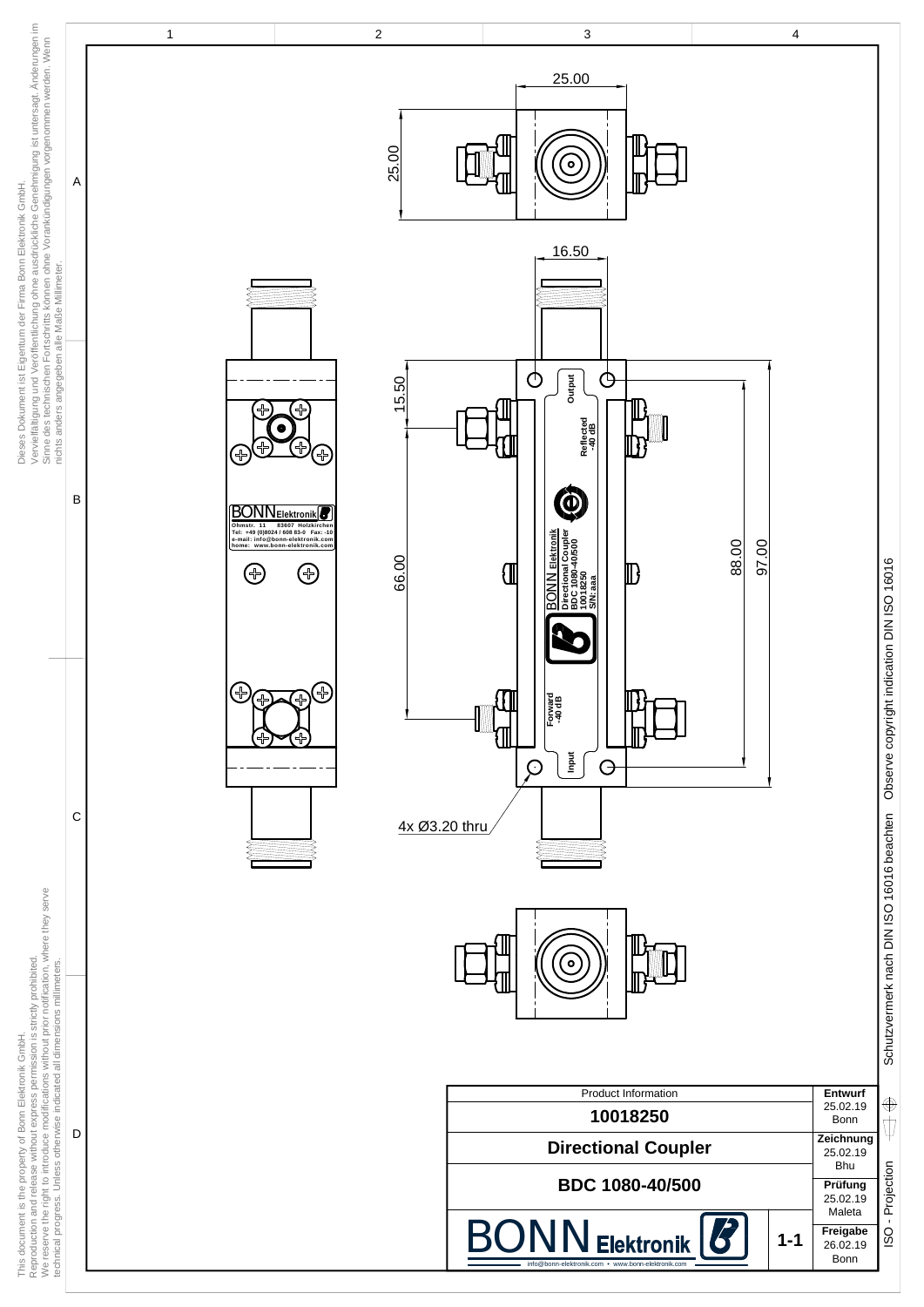Dieses Dokument ist Eigentum der Firma Bonn Elektronik GmbH.
Vervielfältigung und Veröffentlichung ohne ausdrückliche Genehmigung ist untersagt. Änderungen im Sinne des technischen Fortschritts können ohne Vorankündigungen vorgenommen werden. Wenn nichts anders angegeben alle Maße Millimeter.

This document is the property of Bonn Elektronik GmbH.
Reproduction and release without express permission is strictly prohibited.
We reserve the right to introduce modifications without prior notification, where they serve technical progress. Unless otherwise indicated all dimensions millimeters.

25.00

25.00

16.50

15.50

66.00

88.00

97.00

4x Ø3.20 thru

Output

Reflected -40 dB

BONN Elektronik
Directional Coupler
BDC 1080-40/500
10018250
S/N: aaa

Forward -40 dB

Input

BONN Elektronik
Ohmstr. 11 83607 Holzkirchen
Tel: +49 (0)8024 / 608 83-0 Fax: -10
e-mail: info@bonn-elektronik.com
home: www.bonn-elektronik.com

| Product Information | | Entwurf 25.02.19 Bonn |
|---|---|---|
| **10018250** | | |
| **Directional Coupler** | | **Zeichnung** 25.02.19 Bhu |
| **BDC 1080-40/500** | | **Prüfung** 25.02.19 Maleta |
| BONN Elektronik info@bonn-elektronik.com • www.bonn-elektronik.com | **1-1** | **Freigabe** 26.02.19 Bonn |

Schutzvermerk nach DIN ISO 16016 beachten Observe copyright indication DIN ISO 16016

ISO - Projection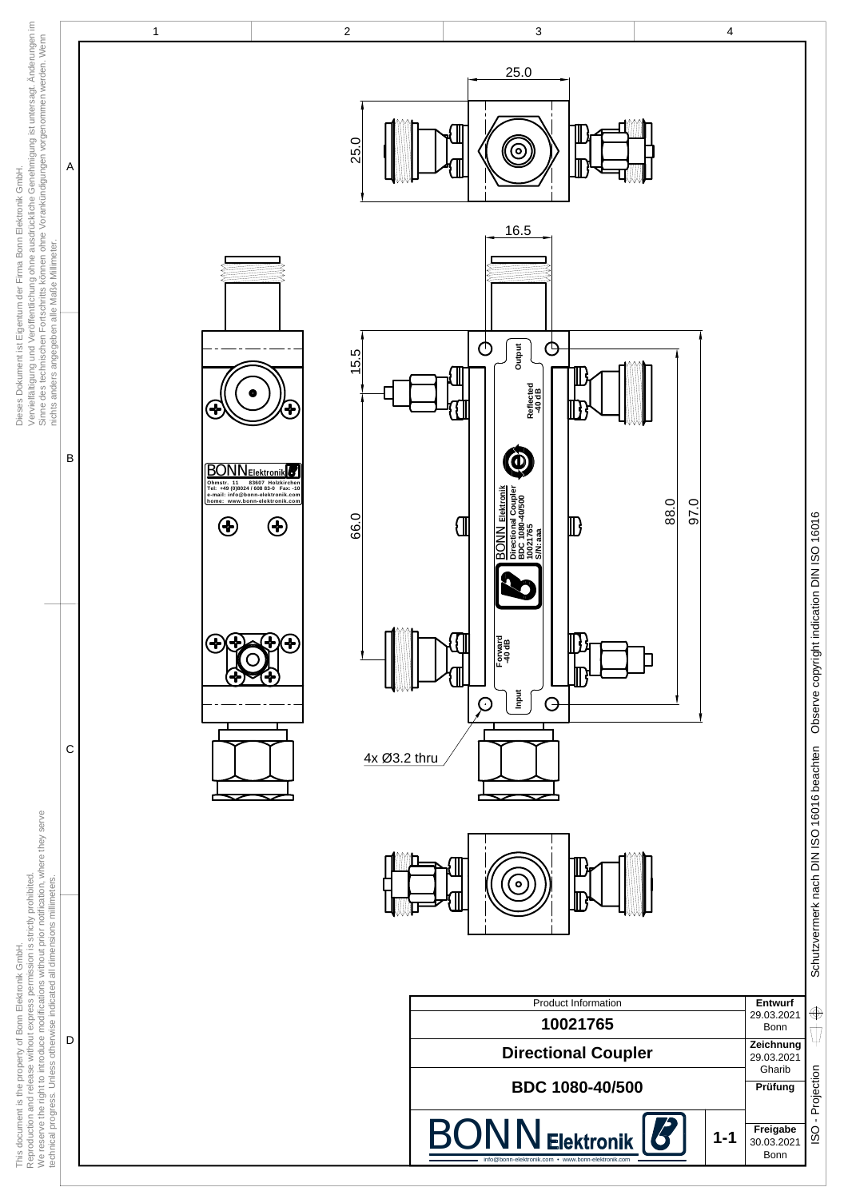Dieses Dokument ist Eigentum der Firma Bonn Elektronik GmbH.
Vervielfältigung und Veröffentlichung ohne ausdrückliche Genehmigung ist untersagt. Änderungen im Sinne des technischen Fortschritts können ohne Vorankündigungen vorgenommen werden. Wenn nichts anders angegeben alle Maße Millimeter.

This document is the property of Bonn Elektronik GmbH.
Reproduction and release without express permission is strictly prohibited.
We reserve the right to introduce modifications without prior notification, where they serve technical progress. Unless otherwise indicated all dimensions millimeters.

25.0

25.0

16.5

15.5

66.0

88.0

97.0

4x Ø3.2 thru

Output

Reflected
-40 dB

BONN Elektronik
Directional Coupler
BDC 1080-40/500
10021765
S/N: aaa

Forward
-40 dB

Input

BONN Elektronik
Ohmstr. 11 83607 Holzkirchen
Tel: +49 (0)8024 / 608 83-0 Fax: -10
e-mail: info@bonn-elektronik.com
home: www.bonn-elektronik.com

| Product Information | | Entwurf 29.03.2021 Bonn |
|---|---|---|
| 10021765 | | |
| Directional Coupler | | Zeichnung 29.03.2021 Gharib |
| BDC 1080-40/500 | | Prüfung |
| BONN Elektronik info@bonn-elektronik.com • www.bonn-elektronik.com | 1-1 | Freigabe 30.03.2021 Bonn |

Schutzvermerk nach DIN ISO 16016 beachten Observe copyright indication DIN ISO 16016

ISO - Projection